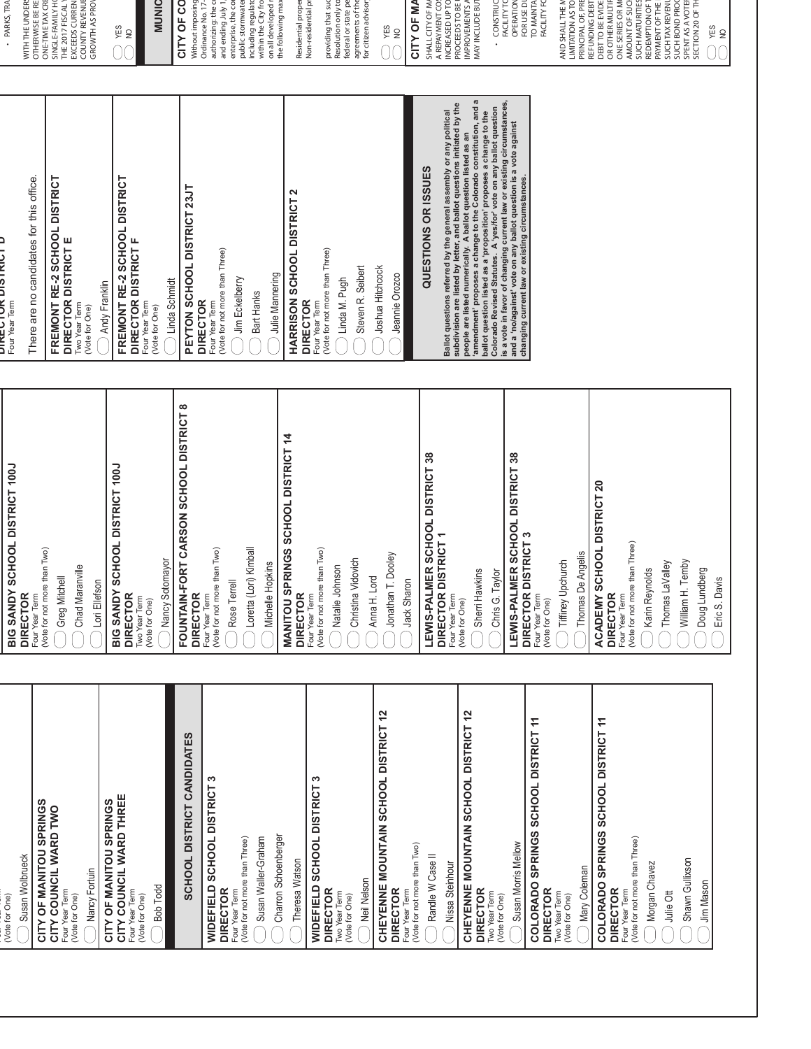(Vote for One)

Susan Wolbrueck

**CITY OF MANITOU SPRINGS**
**CITY COUNCIL WARD TWO**
Four Year Term
(Vote for One)

Nancy Fortuin

**CITY OF MANITOU SPRINGS**
**CITY COUNCIL WARD THREE**
Four Year Term
(Vote for One)

Bob Todd

## SCHOOL DISTRICT CANDIDATES

**WIDEFIELD SCHOOL DISTRICT 3**
**DIRECTOR**
Four Year Term
(Vote for not more than Three)

Susan Waller-Graham

Charron Schoenberger

Theresa Watson

**WIDEFIELD SCHOOL DISTRICT 3**
**DIRECTOR**
Two Year Term
(Vote for One)

Neil Nelson

**CHEYENNE MOUNTAIN SCHOOL DISTRICT 12**
**DIRECTOR**
Four Year Term
(Vote for not more than Two)

Randle W Case II

Nissa Steinhour

**CHEYENNE MOUNTAIN SCHOOL DISTRICT 12**
**DIRECTOR**
Two Year Term
(Vote for One)

Susan Morris Mellow

**COLORADO SPRINGS SCHOOL DISTRICT 11**
**DIRECTOR**
Two Year Term
(Vote for One)

Mary Coleman

**COLORADO SPRINGS SCHOOL DISTRICT 11**
**DIRECTOR**
Four Year Term
(Vote for not more than Three)

Morgan Chavez

Julie Ott

Shawn Gullixson

Jim Mason

**BIG SANDY SCHOOL DISTRICT 100J**
**DIRECTOR**
Four Year Term
(Vote for not more than Two)

Greg Mitchell

Chad Maranville

Lori Ellefson

**BIG SANDY SCHOOL DISTRICT 100J**
**DIRECTOR**
Two Year Term
(Vote for One)

Nancy Sotomayor

**FOUNTAIN-FORT CARSON SCHOOL DISTRICT 8**
**DIRECTOR**
Four Year Term
(Vote for not more than Two)

Rose Terrell

Loretta (Lori) Kimball

Michelle Hopkins

**MANITOU SPRINGS SCHOOL DISTRICT 14**
**DIRECTOR**
Four Year Term
(Vote for not more than Two)

Natalie Johnson

Christina Vidovich

Anna H. Lord

Jonathan T. Dooley

Jack Sharon

**LEWIS-PALMER SCHOOL DISTRICT 38**
**DIRECTOR DISTRICT 1**
Four Year Term
(Vote for One)

Sherri Hawkins

Chris G. Taylor

**LEWIS-PALMER SCHOOL DISTRICT 38**
**DIRECTOR DISTRICT 3**
Four Year Term
(Vote for One)

Tiffiney Upchurch

Thomas De Angelis

**ACADEMY SCHOOL DISTRICT 20**
**DIRECTOR**
Four Year Term
(Vote for not more than Three)

Karin Reynolds

Thomas LaValley

William H. Temby

Doug Lundberg

Eric S. Davis

**DIRECTOR DISTRICT D**
Four Year Term

There are no candidates for this office.

**FREMONT RE-2 SCHOOL DISTRICT**
**DIRECTOR DISTRICT E**
Two Year Term
(Vote for One)

Andy Franklin

**FREMONT RE-2 SCHOOL DISTRICT**
**DIRECTOR DISTRICT F**
Four Year Term
(Vote for One)

Linda Schmidt

**PEYTON SCHOOL DISTRICT 23JT**
**DIRECTOR**
Four Year Term
(Vote for not more than Three)

Jim Eckelberry

Bart Hanks

Julie Mannering

**HARRISON SCHOOL DISTRICT 2**
**DIRECTOR**
Four Year Term
(Vote for not more than Three)

Linda M. Pugh

Steven R. Seibert

Joshua Hitchcock

Jeannie Orozco

## QUESTIONS OR ISSUES

**Ballot questions referred by the general assembly or any political subdivision are listed by letter, and ballot questions initiated by the people are listed numerically. A ballot question listed as an 'amendment' proposes a change to the Colorado constitution, and a ballot question listed as a 'proposition' proposes a change to the Colorado Revised Statutes. A 'yes/for' vote on any ballot question is a vote in favor of changing current law or existing circumstances, and a 'no/against' vote on any ballot question is a vote against changing current law or existing circumstances.**

• PARKS, TRA...

WITH THE UNDERS... OTHERWISE BE RE... ONE-TIME TAX CR... SINGLE-FAMILY HO... THE 2017 FISCAL Y... EXCEEDS CURREN... COUNTY REVENUE... GROWTH AS PROV...

YES
NO

## MUNIC...

**CITY OF CO...**

Without imposing... Ordinance No. 17-... authorizing: the c... and ending July 1... enterprise, the co... public stormwate... including regulato... within the City fro... on all developed r... the following max...

Residential prope... Non-residential pr...

providing that suc... Resolution only to... federal or state pe... agreements of the... for citizen advisor...

YES
NO

**CITY OF MA...**

SHALL CITY OF MA... A REPAYMENT CO... INCREASED UP TO... PROCEEDS TO BE I... IMPROVEMENTS A... MAY INCLUDE BUT...

• CONSTRUC... FACILITY TO... OPERATION... FOR USE DU... TO MAINTA... FACILITY FO...

AND SHALL THE M... LIMITATION AS TO... PRINCIPAL OF, PRE... REFUNDING DEBT... DEBT TO BE EVIDE... OR OTHER MULTIP... ONE SERIES OR MO... AMOUNT OF SUCH... SUCH MATURITIES... REDEMPTION OF T... PAYMENT OF THE... SUCH TAX REVENU... SUCH BOND PROC... SPENT AS A VOTER... SECTION 20 OF TH...

YES
NO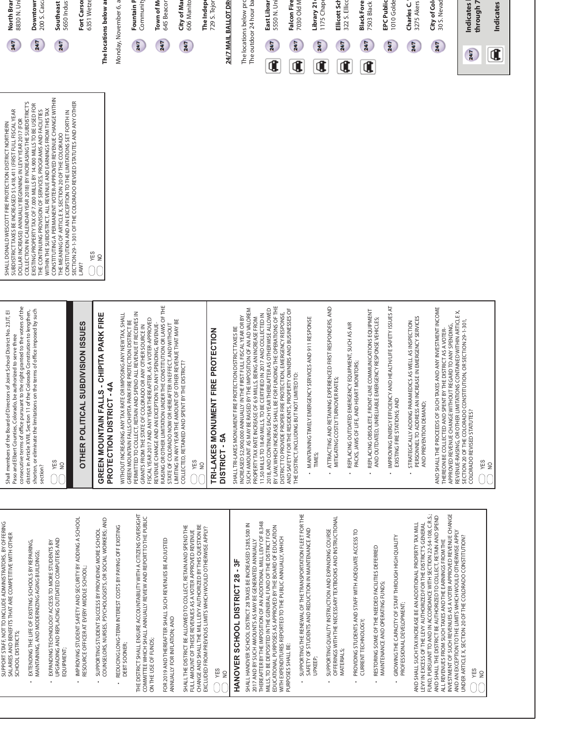SUPPORT STAFF, NOT TO INCLUDE ADMINISTRATORS, BY OFFERING SALARIES AND BENEFITS THAT ARE COMPETITIVE WITH OTHER SCHOOL DISTRICTS;

- EXTENDING THE LIFE OF EXISTING SCHOOLS BY REPAIRING, MAINTAINING, AND MODERNIZING AGING BUILDINGS;
- EXPANDING TECHNOLOGY ACCESS TO MORE STUDENTS BY UPGRADING AND REPLACING OUTDATED COMPUTERS AND EQUIPMENT;
- IMPROVING STUDENT SAFETY AND SECURITY BY ADDING A SCHOOL RESOURCE OFFICER AT EVERY MIDDLE SCHOOL;
- SUPPORTING STUDENT SUCCESS BY PROVIDING MORE SCHOOL COUNSELORS, NURSES, PSYCHOLOGISTS, OR SOCIAL WORKERS; AND
- REDUCING LONG-TERM INTEREST COSTS BY PAYING OFF EXISTING DEBT SOONER;

THE DISTRICT SHALL ENSURE ACCOUNTABILITY WITH A CITIZENS OVERSIGHT COMMITTEE WHICH SHALL ANNUALLY REVIEW AND REPORT TO THE PUBLIC ON THE USE OF FUNDS;

FOR 2019 AND THEREAFTER SHALL SUCH REVENUES BE ADJUSTED ANNUALLY FOR INFLATION; AND

SHALL THE DISTRICT BE ALLOWED TO COLLECT, RETAIN AND SPEND THE FULL AMOUNT OF THESE REVENUES AS A VOTER APPROVED REVENUE CHANGE AND SHALL THE MILL LEVY AUTHORIZED BY THIS QUESTION BE EXCLUDED FROM PREVIOUS LIMITS WHICH WOULD OTHERWISE APPLY?

◯ YES
◯ NO

## HANOVER SCHOOL DISTRICT 28 - 3F

SHALL HANOVER SCHOOL DISTRICT 28 TAXES BE INCREASED $285,500 IN 2017 AND BY SUCH AMOUNTS AS MAY BE GENERATED ANNUALLY THEREAFTER BY THE IMPOSITION OF AN ADDITIONAL MILL LEVY OF 8.348 MILLS, TO BE DEPOSITED IN THE GENERAL FUND OF THE DISTRICT FOR EDUCATIONAL PURPOSES AS APPROVED BY THE BOARD OF EDUCATION WITH EXPENDITURES REPORTED TO THE PUBLIC ANNUALLY, WHICH PURPOSES SHALL BE:

- SUPPORTING THE RENEWAL OF THE TRANSPORTATION FLEET FOR THE SAFETY OF STUDENTS AND REDUCTION IN MAINTENANCE AND UPKEEP;
- SUPPORTING QUALITY INSTRUCTION AND EXPANDING COURSE OFFERINGS WITH THE NECESSARY TEXTBOOKS AND INSTRUCTIONAL MATERIALS;
- PROVIDING STUDENTS AND STAFF WITH ADEQUATE ACCESS TO CURRENT TECHNOLOGY;
- RESTORING SOME OF THE NEEDED FACILITIES DEFERRED MAINTENANCE AND OPERATING FUNDS;
- GROWING THE CAPACITY OF STAFF THROUGH HIGH QUALITY PROFESSIONAL DEVELOPMENT;

AND SHALL SUCH TAX INCREASE BE AN ADDITIONAL PROPERTY TAX MILL LEVY IN EXCESS OF THE LEVY AUTHORIZED FOR THE DISTRICT'S GENERAL FUND, PURSUANT TO AND IN ACCORDANCE WITH SECTION 22-54-108, C.R.S.; AND SHALL THE DISTRICT BE AUTHORIZED TO COLLECT, RETAIN AND SPEND ALL REVENUES FROM SUCH TAXES AND THE EARNINGS FROM THE INVESTMENT OF SUCH REVENUES AS A VOTER APPROVED REVENUE CHANGE AND AN EXCEPTION TO THE LIMITS WHICH WOULD OTHERWISE APPLY UNDER ARTICLE X, SECTION 20 OF THE COLORADO CONSTITUTION?

◯ YES
◯ NO

Shall members of the Board of Directors of Joint School District No. 23JT, El Paso and Elbert Counties, Colorado, be authorized to serve three consecutive terms of office pursuant to the right granted to the voters of the district in Article XVIII, Section 11 of the Colorado Constitution to lengthen, shorten, or eliminate the limitations on the terms of office imposed by such section?

◯ YES
◯ NO

## OTHER POLITICAL SUBDIVISION ISSUES

## GREEN MOUNTAIN FALLS - CHIPITA PARK FIRE PROTECTION DISTRICT - 4A

WITHOUT INCREASING ANY TAX RATE OR IMPOSING ANY NEW TAX, SHALL GREEN MOUNTAIN FALLS/CHIPITA PARK FIRE PROTECTION DISTRICT BE PERMITTED TO COLLECT, RETAIN AND SPEND ALL REVENUE IT RECEIVES IN GRANTS FROM THE STATE OF COLORADO OR ANY OTHER SOURCE IN FISCAL YEAR 2017 AND ANY YEAR THEREAFTER, AS A VOTER-APPROVED REVENUE CHANGE AND AN EXCEPTION TO ANY SPENDING, REVENUE-RAISING OR OTHER LIMITATION UNDER THE CONSTITUTION OR LAWS OF THE STATE OF COLORADO NOW OR HEREAFTER IN EFFECT, AND WITHOUT LIMITING IN ANY YEAR THE AMOUNT OF OTHER REVENUE THAT MAY BE COLLECTED, RETAINED AND SPENT BY THE DISTRICT?

◯ YES
◯ NO

## TRI-LAKES MONUMENT FIRE PROTECTION DISTRICT - 5A

SHALL TRI-LAKES MONUMENT FIRE PROTECTION DISTRICT TAXES BE INCREASED $2,900,000 ANNUALLY IN THE FIRST FULL FISCAL YEAR OR BY SUCH AMOUNT AS MAY BE RAISED BY THE IMPOSITION OF AN AD VALOREM PROPERTY TAX RATE INCREASE OF 6.9 MILLS, BEING AN INCREASE FROM 11.50 MILLS TO 18.40 MILLS, TO BE CERTIFIED IN 2017 AND COLLECTED IN 2018, AND CONTINUING EACH YEAR THEREAFTER AS OTHERWISE ALLOWED BY LAW, WHICH INCREASE SHALL BE FOR FUNDING THE OPERATIONS OF THE DISTRICT TO PROVIDE PROPER FIRE PROTECTION, EMERGENCY RESPONSE, AND SAFETY FOR THE RESIDENTS, PROPERTY OWNERS AND BUSINESSES OF THE DISTRICT, INCLUDING BUT NOT LIMITED TO:

- MAINTAINING TIMELY EMERGENCY SERVICES AND 911 RESPONSE TIMES;
- ATTRACTING AND RETAINING EXPERIENCED FIRST RESPONDERS, AND MITIGATING COSTLY TURNOVER RATES;
- REPLACING OUTDATED EMERGENCY EQUIPMENT, SUCH AS AIR PACKS, JAWS OF LIFE, AND HEART MONITORS;
- REPLACING OBSOLETE, FRONT-LINE COMMUNICATIONS EQUIPMENT AND OUTDATED, UNRELIABLE EMERGENCY RESPONSE VEHICLES;
- IMPROVING ENERGY EFFICIENCY AND HEALTH/LIFE SAFETY ISSUES AT EXISTING FIRE STATIONS; AND
- STRATEGICALLY ADDING PARAMEDICS AS WELL AS INSPECTION PERSONNEL TO ADDRESS AN INCREASE IN EMERGENCY SERVICES AND PREVENTION DEMAND;

AND SHALL THE PROCEEDS OF SUCH TAXES AND ANY INVESTMENT INCOME THEREON BE COLLECTED AND SPENT BY THE DISTRICT AS A VOTER-APPROVED REVENUE CHANGE WITHOUT REGARD TO ANY SPENDING, REVENUE-RAISING, OR OTHER LIMITATIONS CONTAINED WITHIN ARTICLE X, SECTION 20 OF THE COLORADO CONSTITUTION, OR SECTION 29-1-301, COLORADO REVISED STATUTES?

◯ YES
◯ NO

SHALL DONALD WESCOTT FIRE PROTECTION DISTRICT NORTHERN SUBDISTRICT TAXES BE INCREASED $1,418,411 (FIRST FULL FISCAL YEAR DOLLAR INCREASE) ANNUALLY BEGINNING IN LEVY YEAR 2017 (FOR COLLECTION IN CALENDAR YEAR 2018) BY INCREASING THE SUBDISTRICT'S EXISTING PROPERTY TAX OF 7.000 MILLS BY 14.900 MILLS TO BE USED FOR THE CONTINUING PROVISION OF SERVICES, PROGRAMS AND FACILITIES WITHIN THE SUBDISTRICT, ALL REVENUE AND EARNINGS FROM THIS TAX CONSTITUTING A PERMANENT VOTER-APPROVED REVENUE CHANGE WITHIN THE MEANING OF ARTICLE X, SECTION 20 OF THE COLORADO CONSTITUTION AND AN EXCEPTION TO THE LIMITATIONS SET FORTH IN SECTION 29-1-301 OF THE COLORADO REVISED STATUTES AND ANY OTHER LAW?

◯ YES
◯ NO

North Bran
8830 N. Uni

Downtow
200 S. Casc

Southeast
5650 Indus

Fort Carso
6351 Wetze

The locations below a

Monday, November 6, a

Fountain P
Community

Town of Mo
645 Beacon

City of Man
606 Manito

The Indepe
729 S. Tejon

24/7 MAIL BALLOT DRO

The locations below pro
The outdoor 24 hour ba

East Librar
5550 N. Uni

Falcon Fire
7030 Old M

Library 21
1175 Chap

Ellicott Sch
322 S. Ellic

Black Fore
7503 Black

EPC Public
1010 Gold

Charles C.
3275 Akers

City of Col
30 S. Nevad

Indicates
through 7

Indicates